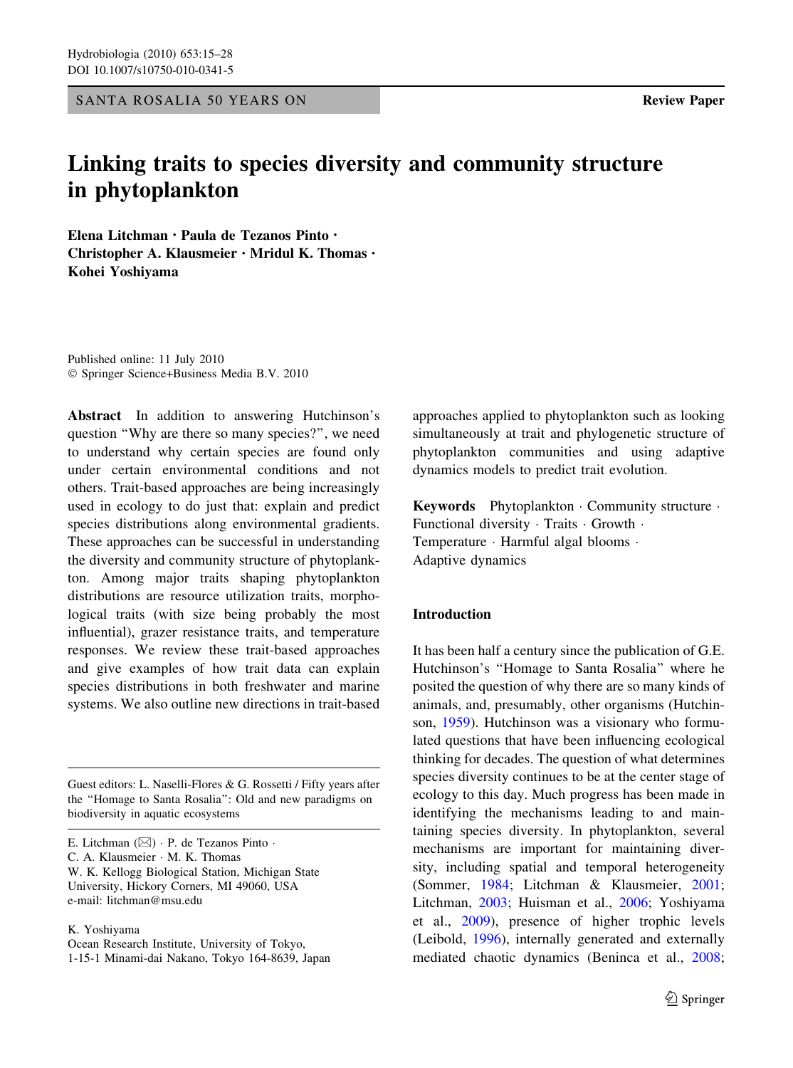SANTA ROSALIA 50 YEARS ON

Review Paper

# Linking traits to species diversity and community structure in phytoplankton

**Elena Litchman · Paula de Tezanos Pinto · Christopher A. Klausmeier · Mridul K. Thomas · Kohei Yoshiyama**

Published online: 11 July 2010
© Springer Science+Business Media B.V. 2010

**Abstract** In addition to answering Hutchinson's question "Why are there so many species?", we need to understand why certain species are found only under certain environmental conditions and not others. Trait-based approaches are being increasingly used in ecology to do just that: explain and predict species distributions along environmental gradients. These approaches can be successful in understanding the diversity and community structure of phytoplankton. Among major traits shaping phytoplankton distributions are resource utilization traits, morphological traits (with size being probably the most influential), grazer resistance traits, and temperature responses. We review these trait-based approaches and give examples of how trait data can explain species distributions in both freshwater and marine systems. We also outline new directions in trait-based approaches applied to phytoplankton such as looking simultaneously at trait and phylogenetic structure of phytoplankton communities and using adaptive dynamics models to predict trait evolution.

**Keywords** Phytoplankton · Community structure · Functional diversity · Traits · Growth · Temperature · Harmful algal blooms · Adaptive dynamics

Guest editors: L. Naselli-Flores & G. Rossetti / Fifty years after the "Homage to Santa Rosalia": Old and new paradigms on biodiversity in aquatic ecosystems

E. Litchman (✉) · P. de Tezanos Pinto · C. A. Klausmeier · M. K. Thomas
W. K. Kellogg Biological Station, Michigan State University, Hickory Corners, MI 49060, USA
e-mail: litchman@msu.edu

K. Yoshiyama
Ocean Research Institute, University of Tokyo, 1-15-1 Minami-dai Nakano, Tokyo 164-8639, Japan

## Introduction

It has been half a century since the publication of G.E. Hutchinson's "Homage to Santa Rosalia" where he posited the question of why there are so many kinds of animals, and, presumably, other organisms (Hutchinson, 1959). Hutchinson was a visionary who formulated questions that have been influencing ecological thinking for decades. The question of what determines species diversity continues to be at the center stage of ecology to this day. Much progress has been made in identifying the mechanisms leading to and maintaining species diversity. In phytoplankton, several mechanisms are important for maintaining diversity, including spatial and temporal heterogeneity (Sommer, 1984; Litchman & Klausmeier, 2001; Litchman, 2003; Huisman et al., 2006; Yoshiyama et al., 2009), presence of higher trophic levels (Leibold, 1996), internally generated and externally mediated chaotic dynamics (Beninca et al., 2008;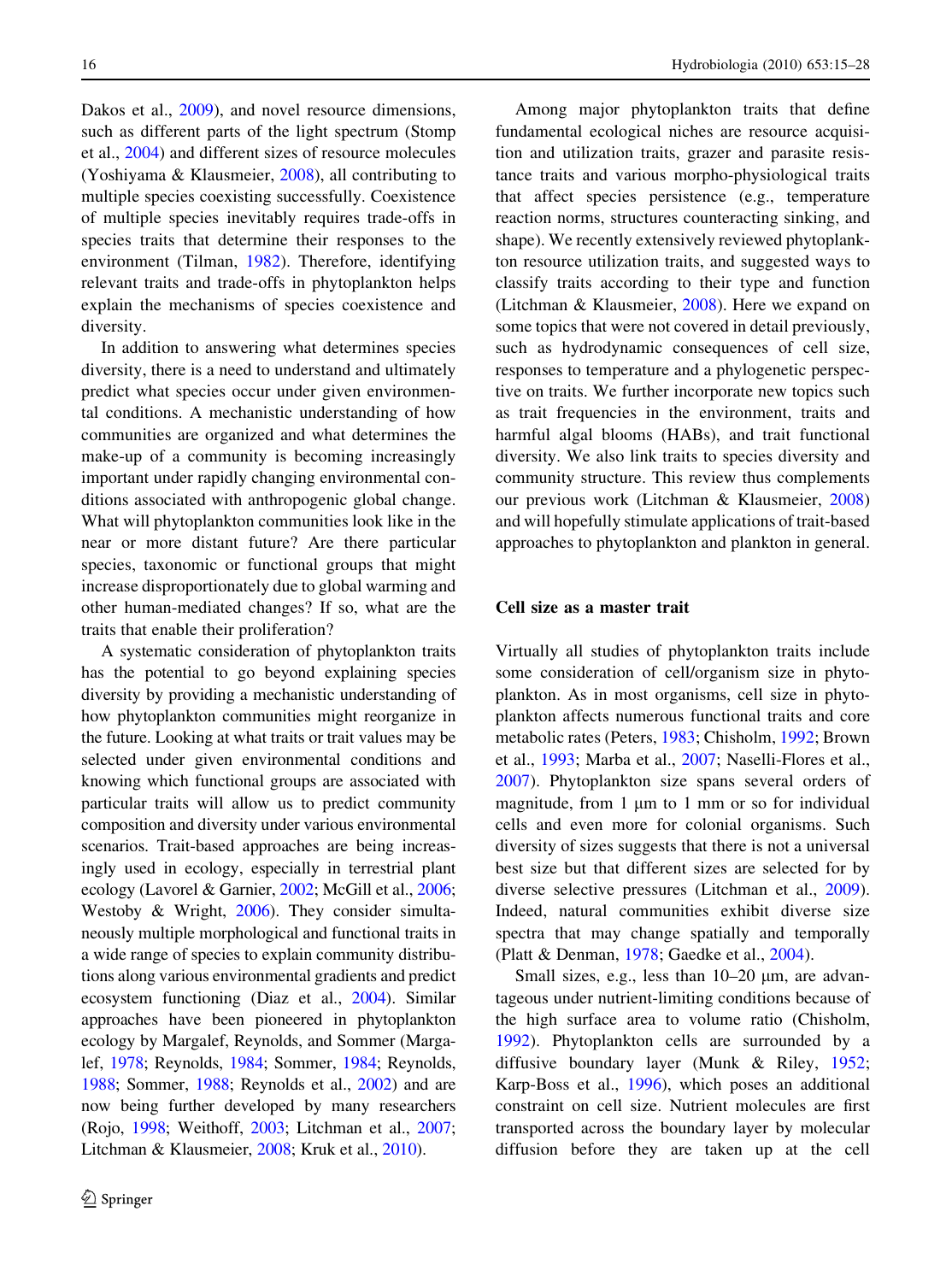Dakos et al., 2009), and novel resource dimensions, such as different parts of the light spectrum (Stomp et al., 2004) and different sizes of resource molecules (Yoshiyama & Klausmeier, 2008), all contributing to multiple species coexisting successfully. Coexistence of multiple species inevitably requires trade-offs in species traits that determine their responses to the environment (Tilman, 1982). Therefore, identifying relevant traits and trade-offs in phytoplankton helps explain the mechanisms of species coexistence and diversity.

In addition to answering what determines species diversity, there is a need to understand and ultimately predict what species occur under given environmental conditions. A mechanistic understanding of how communities are organized and what determines the make-up of a community is becoming increasingly important under rapidly changing environmental conditions associated with anthropogenic global change. What will phytoplankton communities look like in the near or more distant future? Are there particular species, taxonomic or functional groups that might increase disproportionately due to global warming and other human-mediated changes? If so, what are the traits that enable their proliferation?

A systematic consideration of phytoplankton traits has the potential to go beyond explaining species diversity by providing a mechanistic understanding of how phytoplankton communities might reorganize in the future. Looking at what traits or trait values may be selected under given environmental conditions and knowing which functional groups are associated with particular traits will allow us to predict community composition and diversity under various environmental scenarios. Trait-based approaches are being increasingly used in ecology, especially in terrestrial plant ecology (Lavorel & Garnier, 2002; McGill et al., 2006; Westoby & Wright, 2006). They consider simultaneously multiple morphological and functional traits in a wide range of species to explain community distributions along various environmental gradients and predict ecosystem functioning (Diaz et al., 2004). Similar approaches have been pioneered in phytoplankton ecology by Margalef, Reynolds, and Sommer (Margalef, 1978; Reynolds, 1984; Sommer, 1984; Reynolds, 1988; Sommer, 1988; Reynolds et al., 2002) and are now being further developed by many researchers (Rojo, 1998; Weithoff, 2003; Litchman et al., 2007; Litchman & Klausmeier, 2008; Kruk et al., 2010).

Among major phytoplankton traits that define fundamental ecological niches are resource acquisition and utilization traits, grazer and parasite resistance traits and various morpho-physiological traits that affect species persistence (e.g., temperature reaction norms, structures counteracting sinking, and shape). We recently extensively reviewed phytoplankton resource utilization traits, and suggested ways to classify traits according to their type and function (Litchman & Klausmeier, 2008). Here we expand on some topics that were not covered in detail previously, such as hydrodynamic consequences of cell size, responses to temperature and a phylogenetic perspective on traits. We further incorporate new topics such as trait frequencies in the environment, traits and harmful algal blooms (HABs), and trait functional diversity. We also link traits to species diversity and community structure. This review thus complements our previous work (Litchman & Klausmeier, 2008) and will hopefully stimulate applications of trait-based approaches to phytoplankton and plankton in general.

## Cell size as a master trait

Virtually all studies of phytoplankton traits include some consideration of cell/organism size in phytoplankton. As in most organisms, cell size in phytoplankton affects numerous functional traits and core metabolic rates (Peters, 1983; Chisholm, 1992; Brown et al., 1993; Marba et al., 2007; Naselli-Flores et al., 2007). Phytoplankton size spans several orders of magnitude, from 1 μm to 1 mm or so for individual cells and even more for colonial organisms. Such diversity of sizes suggests that there is not a universal best size but that different sizes are selected for by diverse selective pressures (Litchman et al., 2009). Indeed, natural communities exhibit diverse size spectra that may change spatially and temporally (Platt & Denman, 1978; Gaedke et al., 2004).

Small sizes, e.g., less than 10–20 μm, are advantageous under nutrient-limiting conditions because of the high surface area to volume ratio (Chisholm, 1992). Phytoplankton cells are surrounded by a diffusive boundary layer (Munk & Riley, 1952; Karp-Boss et al., 1996), which poses an additional constraint on cell size. Nutrient molecules are first transported across the boundary layer by molecular diffusion before they are taken up at the cell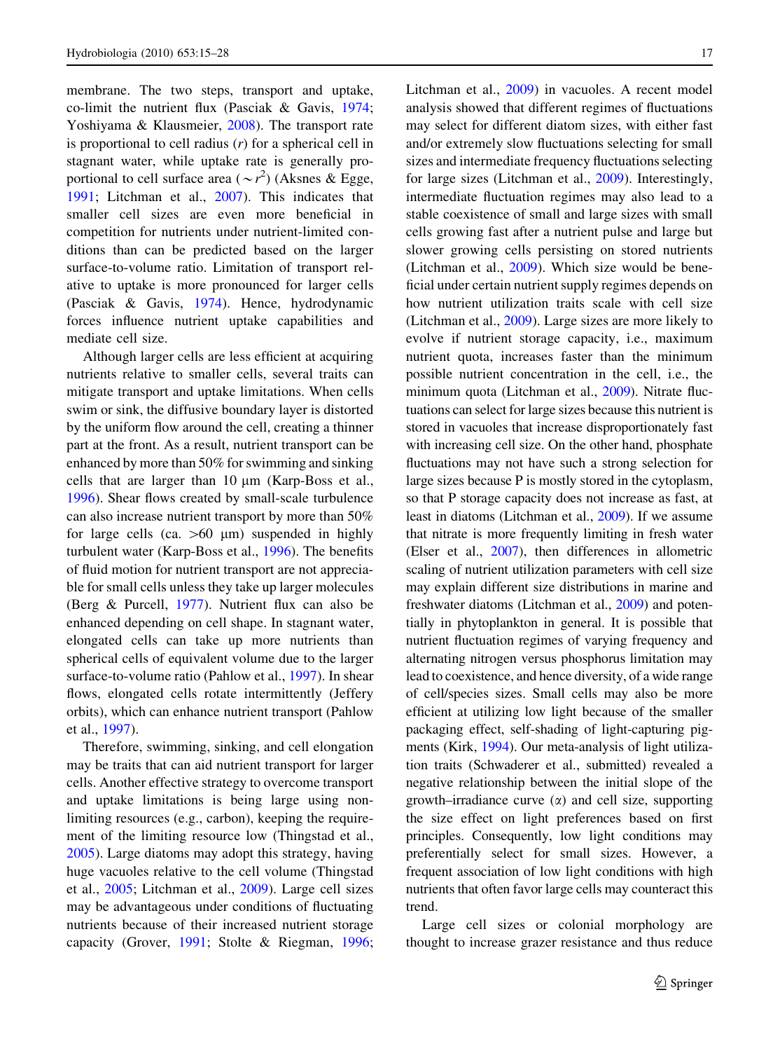membrane. The two steps, transport and uptake, co-limit the nutrient flux (Pasciak & Gavis, 1974; Yoshiyama & Klausmeier, 2008). The transport rate is proportional to cell radius ($r$) for a spherical cell in stagnant water, while uptake rate is generally proportional to cell surface area ($\sim r^2$) (Aksnes & Egge, 1991; Litchman et al., 2007). This indicates that smaller cell sizes are even more beneficial in competition for nutrients under nutrient-limited conditions than can be predicted based on the larger surface-to-volume ratio. Limitation of transport relative to uptake is more pronounced for larger cells (Pasciak & Gavis, 1974). Hence, hydrodynamic forces influence nutrient uptake capabilities and mediate cell size.

Although larger cells are less efficient at acquiring nutrients relative to smaller cells, several traits can mitigate transport and uptake limitations. When cells swim or sink, the diffusive boundary layer is distorted by the uniform flow around the cell, creating a thinner part at the front. As a result, nutrient transport can be enhanced by more than 50% for swimming and sinking cells that are larger than 10 μm (Karp-Boss et al., 1996). Shear flows created by small-scale turbulence can also increase nutrient transport by more than 50% for large cells (ca. >60 μm) suspended in highly turbulent water (Karp-Boss et al., 1996). The benefits of fluid motion for nutrient transport are not appreciable for small cells unless they take up larger molecules (Berg & Purcell, 1977). Nutrient flux can also be enhanced depending on cell shape. In stagnant water, elongated cells can take up more nutrients than spherical cells of equivalent volume due to the larger surface-to-volume ratio (Pahlow et al., 1997). In shear flows, elongated cells rotate intermittently (Jeffery orbits), which can enhance nutrient transport (Pahlow et al., 1997).

Therefore, swimming, sinking, and cell elongation may be traits that can aid nutrient transport for larger cells. Another effective strategy to overcome transport and uptake limitations is being large using non-limiting resources (e.g., carbon), keeping the requirement of the limiting resource low (Thingstad et al., 2005). Large diatoms may adopt this strategy, having huge vacuoles relative to the cell volume (Thingstad et al., 2005; Litchman et al., 2009). Large cell sizes may be advantageous under conditions of fluctuating nutrients because of their increased nutrient storage capacity (Grover, 1991; Stolte & Riegman, 1996; Litchman et al., 2009) in vacuoles. A recent model analysis showed that different regimes of fluctuations may select for different diatom sizes, with either fast and/or extremely slow fluctuations selecting for small sizes and intermediate frequency fluctuations selecting for large sizes (Litchman et al., 2009). Interestingly, intermediate fluctuation regimes may also lead to a stable coexistence of small and large sizes with small cells growing fast after a nutrient pulse and large but slower growing cells persisting on stored nutrients (Litchman et al., 2009). Which size would be beneficial under certain nutrient supply regimes depends on how nutrient utilization traits scale with cell size (Litchman et al., 2009). Large sizes are more likely to evolve if nutrient storage capacity, i.e., maximum nutrient quota, increases faster than the minimum possible nutrient concentration in the cell, i.e., the minimum quota (Litchman et al., 2009). Nitrate fluctuations can select for large sizes because this nutrient is stored in vacuoles that increase disproportionately fast with increasing cell size. On the other hand, phosphate fluctuations may not have such a strong selection for large sizes because P is mostly stored in the cytoplasm, so that P storage capacity does not increase as fast, at least in diatoms (Litchman et al., 2009). If we assume that nitrate is more frequently limiting in fresh water (Elser et al., 2007), then differences in allometric scaling of nutrient utilization parameters with cell size may explain different size distributions in marine and freshwater diatoms (Litchman et al., 2009) and potentially in phytoplankton in general. It is possible that nutrient fluctuation regimes of varying frequency and alternating nitrogen versus phosphorus limitation may lead to coexistence, and hence diversity, of a wide range of cell/species sizes. Small cells may also be more efficient at utilizing low light because of the smaller packaging effect, self-shading of light-capturing pigments (Kirk, 1994). Our meta-analysis of light utilization traits (Schwaderer et al., submitted) revealed a negative relationship between the initial slope of the growth–irradiance curve ($\alpha$) and cell size, supporting the size effect on light preferences based on first principles. Consequently, low light conditions may preferentially select for small sizes. However, a frequent association of low light conditions with high nutrients that often favor large cells may counteract this trend.

Large cell sizes or colonial morphology are thought to increase grazer resistance and thus reduce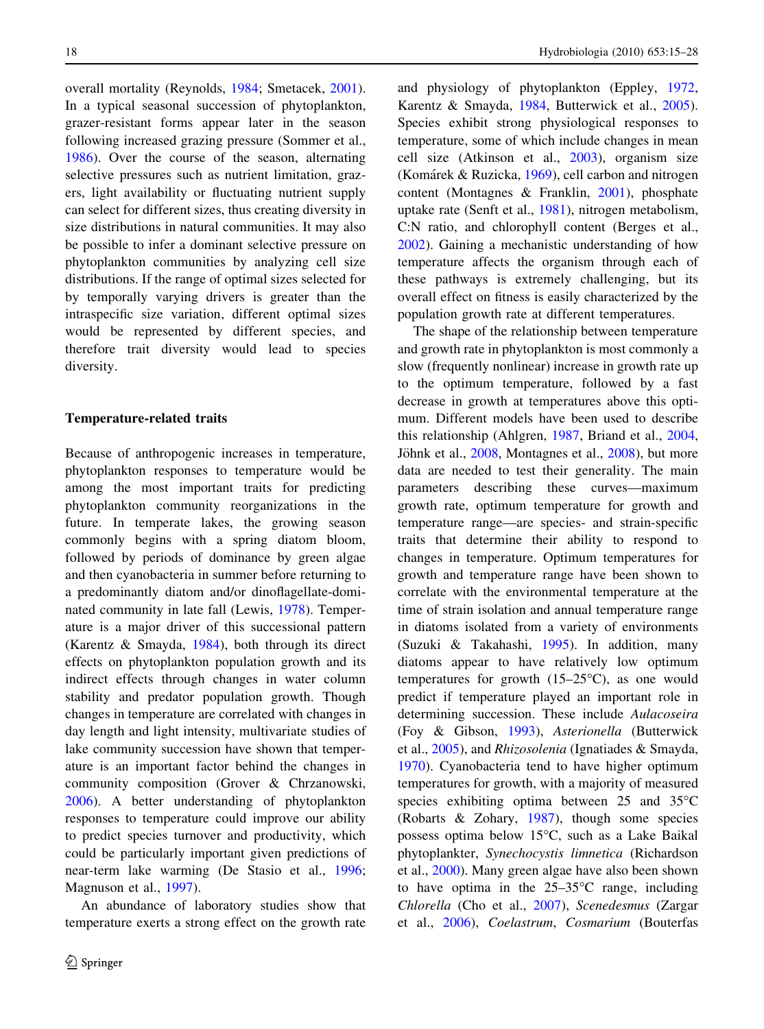overall mortality (Reynolds, 1984; Smetacek, 2001). In a typical seasonal succession of phytoplankton, grazer-resistant forms appear later in the season following increased grazing pressure (Sommer et al., 1986). Over the course of the season, alternating selective pressures such as nutrient limitation, grazers, light availability or fluctuating nutrient supply can select for different sizes, thus creating diversity in size distributions in natural communities. It may also be possible to infer a dominant selective pressure on phytoplankton communities by analyzing cell size distributions. If the range of optimal sizes selected for by temporally varying drivers is greater than the intraspecific size variation, different optimal sizes would be represented by different species, and therefore trait diversity would lead to species diversity.

## Temperature-related traits

Because of anthropogenic increases in temperature, phytoplankton responses to temperature would be among the most important traits for predicting phytoplankton community reorganizations in the future. In temperate lakes, the growing season commonly begins with a spring diatom bloom, followed by periods of dominance by green algae and then cyanobacteria in summer before returning to a predominantly diatom and/or dinoflagellate-dominated community in late fall (Lewis, 1978). Temperature is a major driver of this successional pattern (Karentz & Smayda, 1984), both through its direct effects on phytoplankton population growth and its indirect effects through changes in water column stability and predator population growth. Though changes in temperature are correlated with changes in day length and light intensity, multivariate studies of lake community succession have shown that temperature is an important factor behind the changes in community composition (Grover & Chrzanowski, 2006). A better understanding of phytoplankton responses to temperature could improve our ability to predict species turnover and productivity, which could be particularly important given predictions of near-term lake warming (De Stasio et al., 1996; Magnuson et al., 1997).

An abundance of laboratory studies show that temperature exerts a strong effect on the growth rate and physiology of phytoplankton (Eppley, 1972, Karentz & Smayda, 1984, Butterwick et al., 2005). Species exhibit strong physiological responses to temperature, some of which include changes in mean cell size (Atkinson et al., 2003), organism size (Komárek & Ruzicka, 1969), cell carbon and nitrogen content (Montagnes & Franklin, 2001), phosphate uptake rate (Senft et al., 1981), nitrogen metabolism, C:N ratio, and chlorophyll content (Berges et al., 2002). Gaining a mechanistic understanding of how temperature affects the organism through each of these pathways is extremely challenging, but its overall effect on fitness is easily characterized by the population growth rate at different temperatures.

The shape of the relationship between temperature and growth rate in phytoplankton is most commonly a slow (frequently nonlinear) increase in growth rate up to the optimum temperature, followed by a fast decrease in growth at temperatures above this optimum. Different models have been used to describe this relationship (Ahlgren, 1987, Briand et al., 2004, Jöhnk et al., 2008, Montagnes et al., 2008), but more data are needed to test their generality. The main parameters describing these curves—maximum growth rate, optimum temperature for growth and temperature range—are species- and strain-specific traits that determine their ability to respond to changes in temperature. Optimum temperatures for growth and temperature range have been shown to correlate with the environmental temperature at the time of strain isolation and annual temperature range in diatoms isolated from a variety of environments (Suzuki & Takahashi, 1995). In addition, many diatoms appear to have relatively low optimum temperatures for growth (15–25°C), as one would predict if temperature played an important role in determining succession. These include *Aulacoseira* (Foy & Gibson, 1993), *Asterionella* (Butterwick et al., 2005), and *Rhizosolenia* (Ignatiades & Smayda, 1970). Cyanobacteria tend to have higher optimum temperatures for growth, with a majority of measured species exhibiting optima between 25 and 35°C (Robarts & Zohary, 1987), though some species possess optima below 15°C, such as a Lake Baikal phytoplankter, *Synechocystis limnetica* (Richardson et al., 2000). Many green algae have also been shown to have optima in the 25–35°C range, including *Chlorella* (Cho et al., 2007), *Scenedesmus* (Zargar et al., 2006), *Coelastrum*, *Cosmarium* (Bouterfas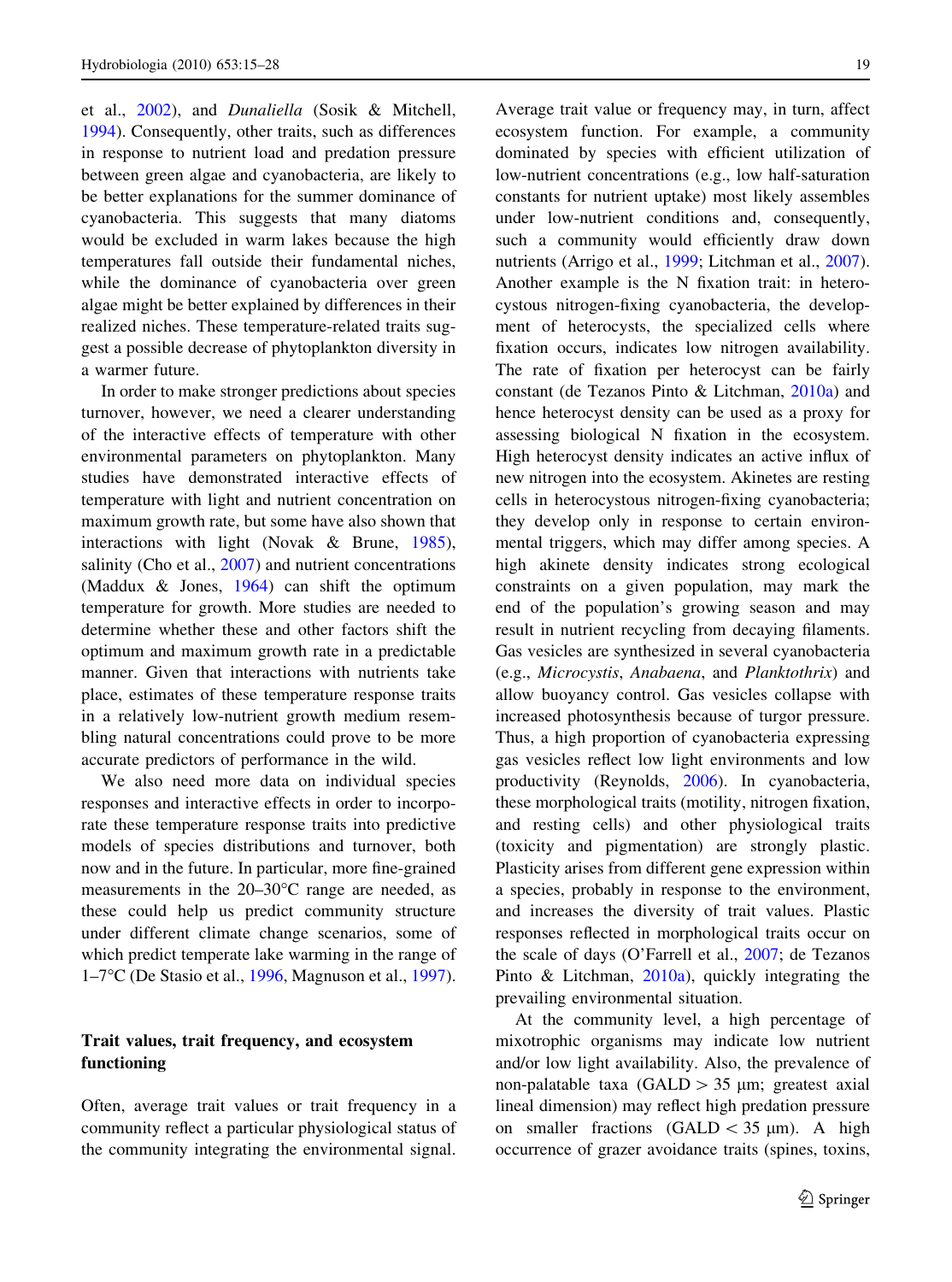et al., 2002), and *Dunaliella* (Sosik & Mitchell, 1994). Consequently, other traits, such as differences in response to nutrient load and predation pressure between green algae and cyanobacteria, are likely to be better explanations for the summer dominance of cyanobacteria. This suggests that many diatoms would be excluded in warm lakes because the high temperatures fall outside their fundamental niches, while the dominance of cyanobacteria over green algae might be better explained by differences in their realized niches. These temperature-related traits suggest a possible decrease of phytoplankton diversity in a warmer future.

In order to make stronger predictions about species turnover, however, we need a clearer understanding of the interactive effects of temperature with other environmental parameters on phytoplankton. Many studies have demonstrated interactive effects of temperature with light and nutrient concentration on maximum growth rate, but some have also shown that interactions with light (Novak & Brune, 1985), salinity (Cho et al., 2007) and nutrient concentrations (Maddux & Jones, 1964) can shift the optimum temperature for growth. More studies are needed to determine whether these and other factors shift the optimum and maximum growth rate in a predictable manner. Given that interactions with nutrients take place, estimates of these temperature response traits in a relatively low-nutrient growth medium resembling natural concentrations could prove to be more accurate predictors of performance in the wild.

We also need more data on individual species responses and interactive effects in order to incorporate these temperature response traits into predictive models of species distributions and turnover, both now and in the future. In particular, more fine-grained measurements in the 20–30°C range are needed, as these could help us predict community structure under different climate change scenarios, some of which predict temperate lake warming in the range of 1–7°C (De Stasio et al., 1996, Magnuson et al., 1997).

## Trait values, trait frequency, and ecosystem functioning

Often, average trait values or trait frequency in a community reflect a particular physiological status of the community integrating the environmental signal. Average trait value or frequency may, in turn, affect ecosystem function. For example, a community dominated by species with efficient utilization of low-nutrient concentrations (e.g., low half-saturation constants for nutrient uptake) most likely assembles under low-nutrient conditions and, consequently, such a community would efficiently draw down nutrients (Arrigo et al., 1999; Litchman et al., 2007). Another example is the N fixation trait: in heterocystous nitrogen-fixing cyanobacteria, the development of heterocysts, the specialized cells where fixation occurs, indicates low nitrogen availability. The rate of fixation per heterocyst can be fairly constant (de Tezanos Pinto & Litchman, 2010a) and hence heterocyst density can be used as a proxy for assessing biological N fixation in the ecosystem. High heterocyst density indicates an active influx of new nitrogen into the ecosystem. Akinetes are resting cells in heterocystous nitrogen-fixing cyanobacteria; they develop only in response to certain environmental triggers, which may differ among species. A high akinete density indicates strong ecological constraints on a given population, may mark the end of the population's growing season and may result in nutrient recycling from decaying filaments. Gas vesicles are synthesized in several cyanobacteria (e.g., *Microcystis*, *Anabaena*, and *Planktothrix*) and allow buoyancy control. Gas vesicles collapse with increased photosynthesis because of turgor pressure. Thus, a high proportion of cyanobacteria expressing gas vesicles reflect low light environments and low productivity (Reynolds, 2006). In cyanobacteria, these morphological traits (motility, nitrogen fixation, and resting cells) and other physiological traits (toxicity and pigmentation) are strongly plastic. Plasticity arises from different gene expression within a species, probably in response to the environment, and increases the diversity of trait values. Plastic responses reflected in morphological traits occur on the scale of days (O'Farrell et al., 2007; de Tezanos Pinto & Litchman, 2010a), quickly integrating the prevailing environmental situation.

At the community level, a high percentage of mixotrophic organisms may indicate low nutrient and/or low light availability. Also, the prevalence of non-palatable taxa (GALD > 35 μm; greatest axial lineal dimension) may reflect high predation pressure on smaller fractions (GALD < 35 μm). A high occurrence of grazer avoidance traits (spines, toxins,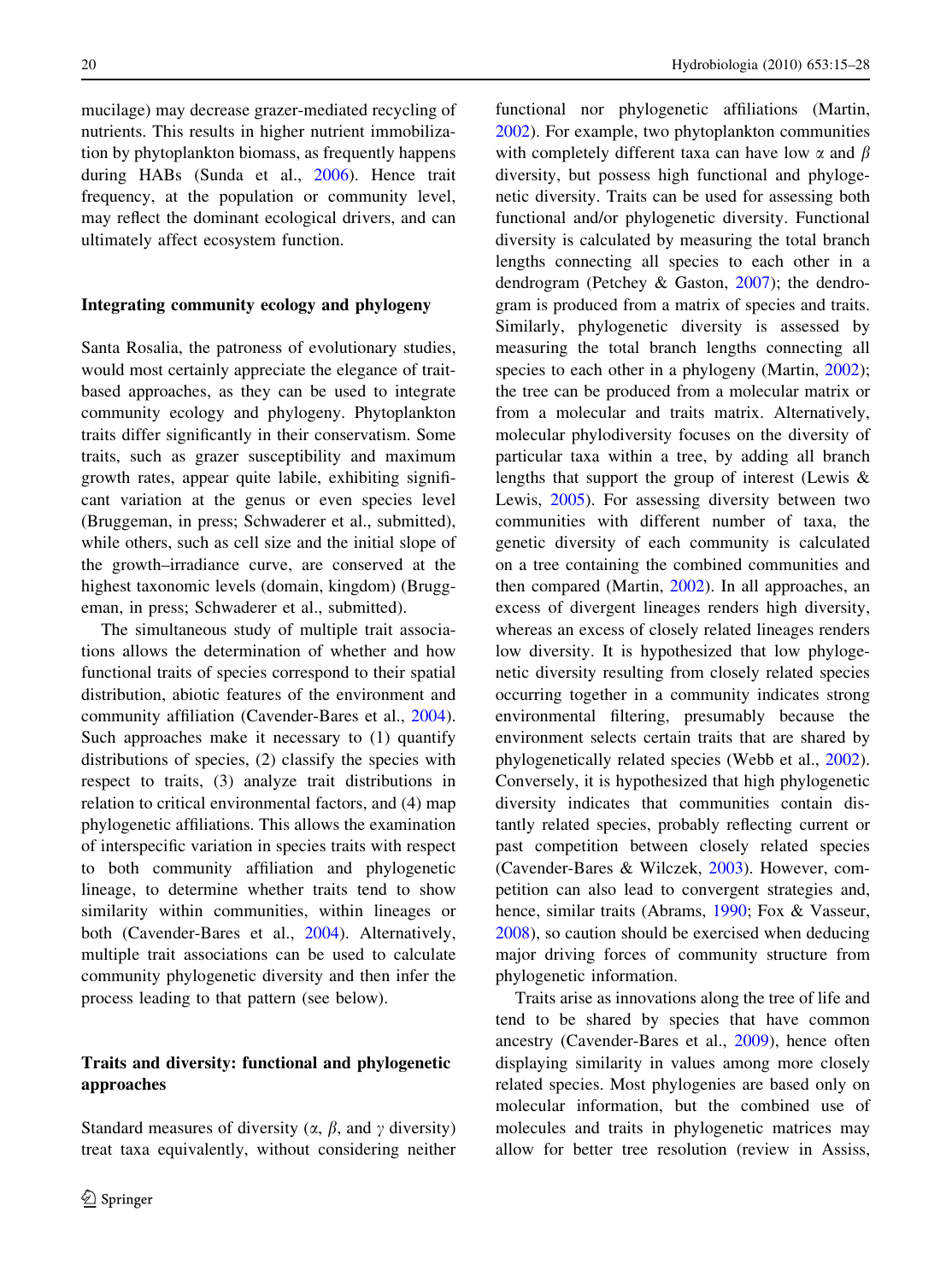mucilage) may decrease grazer-mediated recycling of nutrients. This results in higher nutrient immobilization by phytoplankton biomass, as frequently happens during HABs (Sunda et al., 2006). Hence trait frequency, at the population or community level, may reflect the dominant ecological drivers, and can ultimately affect ecosystem function.

## Integrating community ecology and phylogeny

Santa Rosalia, the patroness of evolutionary studies, would most certainly appreciate the elegance of trait-based approaches, as they can be used to integrate community ecology and phylogeny. Phytoplankton traits differ significantly in their conservatism. Some traits, such as grazer susceptibility and maximum growth rates, appear quite labile, exhibiting significant variation at the genus or even species level (Bruggeman, in press; Schwaderer et al., submitted), while others, such as cell size and the initial slope of the growth–irradiance curve, are conserved at the highest taxonomic levels (domain, kingdom) (Bruggeman, in press; Schwaderer et al., submitted).

The simultaneous study of multiple trait associations allows the determination of whether and how functional traits of species correspond to their spatial distribution, abiotic features of the environment and community affiliation (Cavender-Bares et al., 2004). Such approaches make it necessary to (1) quantify distributions of species, (2) classify the species with respect to traits, (3) analyze trait distributions in relation to critical environmental factors, and (4) map phylogenetic affiliations. This allows the examination of interspecific variation in species traits with respect to both community affiliation and phylogenetic lineage, to determine whether traits tend to show similarity within communities, within lineages or both (Cavender-Bares et al., 2004). Alternatively, multiple trait associations can be used to calculate community phylogenetic diversity and then infer the process leading to that pattern (see below).

## Traits and diversity: functional and phylogenetic approaches

Standard measures of diversity ($\alpha$, $\beta$, and $\gamma$ diversity) treat taxa equivalently, without considering neither functional nor phylogenetic affiliations (Martin, 2002). For example, two phytoplankton communities with completely different taxa can have low $\alpha$ and $\beta$ diversity, but possess high functional and phylogenetic diversity. Traits can be used for assessing both functional and/or phylogenetic diversity. Functional diversity is calculated by measuring the total branch lengths connecting all species to each other in a dendrogram (Petchey & Gaston, 2007); the dendrogram is produced from a matrix of species and traits. Similarly, phylogenetic diversity is assessed by measuring the total branch lengths connecting all species to each other in a phylogeny (Martin, 2002); the tree can be produced from a molecular matrix or from a molecular and traits matrix. Alternatively, molecular phylodiversity focuses on the diversity of particular taxa within a tree, by adding all branch lengths that support the group of interest (Lewis & Lewis, 2005). For assessing diversity between two communities with different number of taxa, the genetic diversity of each community is calculated on a tree containing the combined communities and then compared (Martin, 2002). In all approaches, an excess of divergent lineages renders high diversity, whereas an excess of closely related lineages renders low diversity. It is hypothesized that low phylogenetic diversity resulting from closely related species occurring together in a community indicates strong environmental filtering, presumably because the environment selects certain traits that are shared by phylogenetically related species (Webb et al., 2002). Conversely, it is hypothesized that high phylogenetic diversity indicates that communities contain distantly related species, probably reflecting current or past competition between closely related species (Cavender-Bares & Wilczek, 2003). However, competition can also lead to convergent strategies and, hence, similar traits (Abrams, 1990; Fox & Vasseur, 2008), so caution should be exercised when deducing major driving forces of community structure from phylogenetic information.

Traits arise as innovations along the tree of life and tend to be shared by species that have common ancestry (Cavender-Bares et al., 2009), hence often displaying similarity in values among more closely related species. Most phylogenies are based only on molecular information, but the combined use of molecules and traits in phylogenetic matrices may allow for better tree resolution (review in Assiss,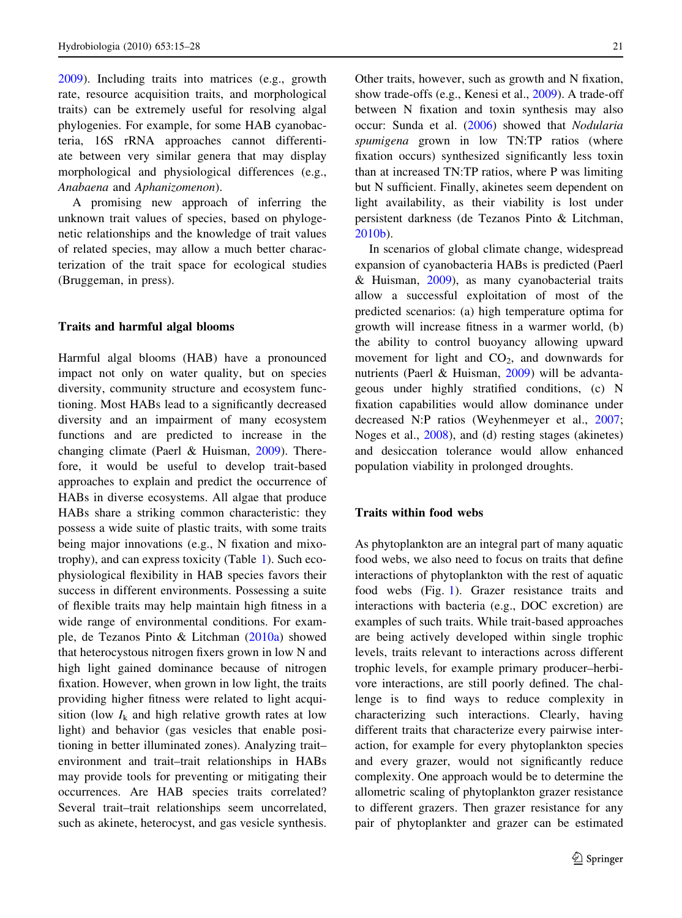2009). Including traits into matrices (e.g., growth rate, resource acquisition traits, and morphological traits) can be extremely useful for resolving algal phylogenies. For example, for some HAB cyanobacteria, 16S rRNA approaches cannot differentiate between very similar genera that may display morphological and physiological differences (e.g., *Anabaena* and *Aphanizomenon*).

A promising new approach of inferring the unknown trait values of species, based on phylogenetic relationships and the knowledge of trait values of related species, may allow a much better characterization of the trait space for ecological studies (Bruggeman, in press).

## Traits and harmful algal blooms

Harmful algal blooms (HAB) have a pronounced impact not only on water quality, but on species diversity, community structure and ecosystem functioning. Most HABs lead to a significantly decreased diversity and an impairment of many ecosystem functions and are predicted to increase in the changing climate (Paerl & Huisman, 2009). Therefore, it would be useful to develop trait-based approaches to explain and predict the occurrence of HABs in diverse ecosystems. All algae that produce HABs share a striking common characteristic: they possess a wide suite of plastic traits, with some traits being major innovations (e.g., N fixation and mixotrophy), and can express toxicity (Table 1). Such ecophysiological flexibility in HAB species favors their success in different environments. Possessing a suite of flexible traits may help maintain high fitness in a wide range of environmental conditions. For example, de Tezanos Pinto & Litchman (2010a) showed that heterocystous nitrogen fixers grown in low N and high light gained dominance because of nitrogen fixation. However, when grown in low light, the traits providing higher fitness were related to light acquisition (low $I_k$ and high relative growth rates at low light) and behavior (gas vesicles that enable positioning in better illuminated zones). Analyzing trait–environment and trait–trait relationships in HABs may provide tools for preventing or mitigating their occurrences. Are HAB species traits correlated? Several trait–trait relationships seem uncorrelated, such as akinete, heterocyst, and gas vesicle synthesis. Other traits, however, such as growth and N fixation, show trade-offs (e.g., Kenesi et al., 2009). A trade-off between N fixation and toxin synthesis may also occur: Sunda et al. (2006) showed that *Nodularia spumigena* grown in low TN:TP ratios (where fixation occurs) synthesized significantly less toxin than at increased TN:TP ratios, where P was limiting but N sufficient. Finally, akinetes seem dependent on light availability, as their viability is lost under persistent darkness (de Tezanos Pinto & Litchman, 2010b).

In scenarios of global climate change, widespread expansion of cyanobacteria HABs is predicted (Paerl & Huisman, 2009), as many cyanobacterial traits allow a successful exploitation of most of the predicted scenarios: (a) high temperature optima for growth will increase fitness in a warmer world, (b) the ability to control buoyancy allowing upward movement for light and $CO_2$, and downwards for nutrients (Paerl & Huisman, 2009) will be advantageous under highly stratified conditions, (c) N fixation capabilities would allow dominance under decreased N:P ratios (Weyhenmeyer et al., 2007; Noges et al., 2008), and (d) resting stages (akinetes) and desiccation tolerance would allow enhanced population viability in prolonged droughts.

## Traits within food webs

As phytoplankton are an integral part of many aquatic food webs, we also need to focus on traits that define interactions of phytoplankton with the rest of aquatic food webs (Fig. 1). Grazer resistance traits and interactions with bacteria (e.g., DOC excretion) are examples of such traits. While trait-based approaches are being actively developed within single trophic levels, traits relevant to interactions across different trophic levels, for example primary producer–herbivore interactions, are still poorly defined. The challenge is to find ways to reduce complexity in characterizing such interactions. Clearly, having different traits that characterize every pairwise interaction, for example for every phytoplankton species and every grazer, would not significantly reduce complexity. One approach would be to determine the allometric scaling of phytoplankton grazer resistance to different grazers. Then grazer resistance for any pair of phytoplankter and grazer can be estimated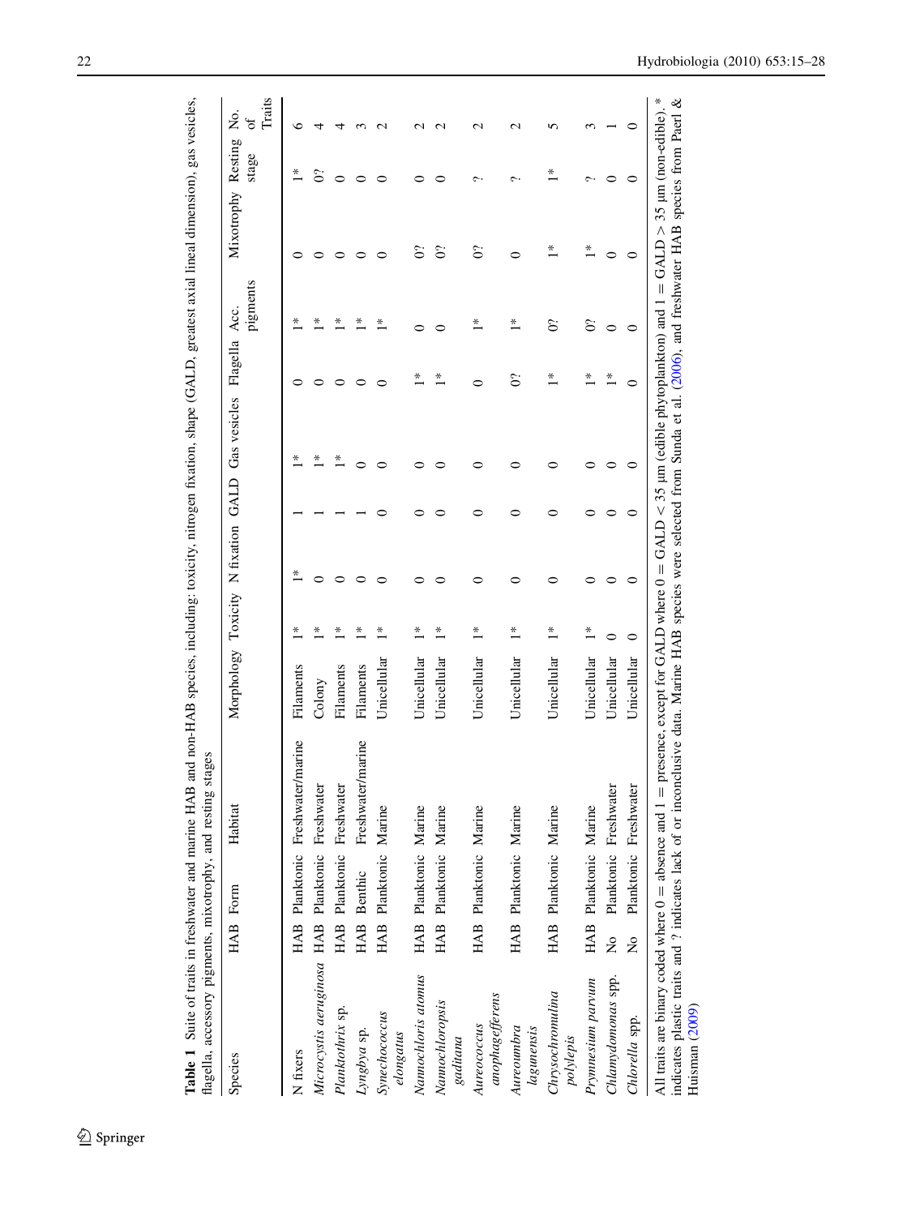**Table 1** Suite of traits in freshwater and marine HAB and non-HAB species, including: toxicity, nitrogen fixation, shape (GALD, greatest axial lineal dimension), gas vesicles, flagella, accessory pigments, mixotrophy, and resting stages

| Species | HAB | Form | Habitat | Morphology | Toxicity | N fixation | GALD | Gas vesicles | Flagella | Acc. pigments | Mixotrophy | Resting stage | No. of Traits |
|---|---|---|---|---|---|---|---|---|---|---|---|---|---|
| N fixers | HAB | Planktonic | Freshwater/marine | Filaments | 1* | 1* | 1 | 1* | 0 | 1* | 0 | 1* | 6 |
| *Microcystis aeruginosa* | HAB | Planktonic | Freshwater | Colony | 1* | 0 | 1 | 1* | 0 | 1* | 0 | 0? | 4 |
| *Planktothrix* sp. | HAB | Planktonic | Freshwater | Filaments | 1* | 0 | 1 | 1* | 0 | 1* | 0 | 0 | 4 |
| *Lyngbya* sp. | HAB | Benthic | Freshwater/marine | Filaments | 1* | 0 | 1 | 0 | 0 | 1* | 0 | 0 | 3 |
| *Synechococcus elongatus* | HAB | Planktonic | Marine | Unicellular | 1* | 0 | 0 | 0 | 0 | 1* | 0 | 0 | 2 |
| *Nannochloris atomus* | HAB | Planktonic | Marine | Unicellular | 1* | 0 | 0 | 0 | 1* | 0 | 0? | 0 | 2 |
| *Nannochloropsis gaditana* | HAB | Planktonic | Marine | Unicellular | 1* | 0 | 0 | 0 | 1* | 0 | 0? | 0 | 2 |
| *Aureococcus anophagefferens* | HAB | Planktonic | Marine | Unicellular | 1* | 0 | 0 | 0 | 0 | 1* | 0? | ? | 2 |
| *Aureoumbra lagunensis* | HAB | Planktonic | Marine | Unicellular | 1* | 0 | 0 | 0 | 0? | 1* | 0 | ? | 2 |
| *Chrysochromulina polylepis* | HAB | Planktonic | Marine | Unicellular | 1* | 0 | 0 | 0 | 1* | 0? | 1* | 1* | 5 |
| *Prymnesium parvum* | HAB | Planktonic | Marine | Unicellular | 1* | 0 | 0 | 0 | 1* | 0? | 1* | ? | 3 |
| *Chlamydomonas* spp. | No | Planktonic | Freshwater | Unicellular | 0 | 0 | 0 | 0 | 1* | 0 | 0 | 0 | 1 |
| *Chlorella* spp. | No | Planktonic | Freshwater | Unicellular | 0 | 0 | 0 | 0 | 0 | 0 | 0 | 0 | 0 |

All traits are binary coded where 0 = absence and 1 = presence, except for GALD where 0 = GALD < 35 µm (edible phytoplankton) and 1 = GALD > 35 µm (non-edible). * indicates plastic traits and ? indicates lack of or inconclusive data. Marine HAB species were selected from Sunda et al. (2006), and freshwater HAB species from Paerl & Huisman (2009)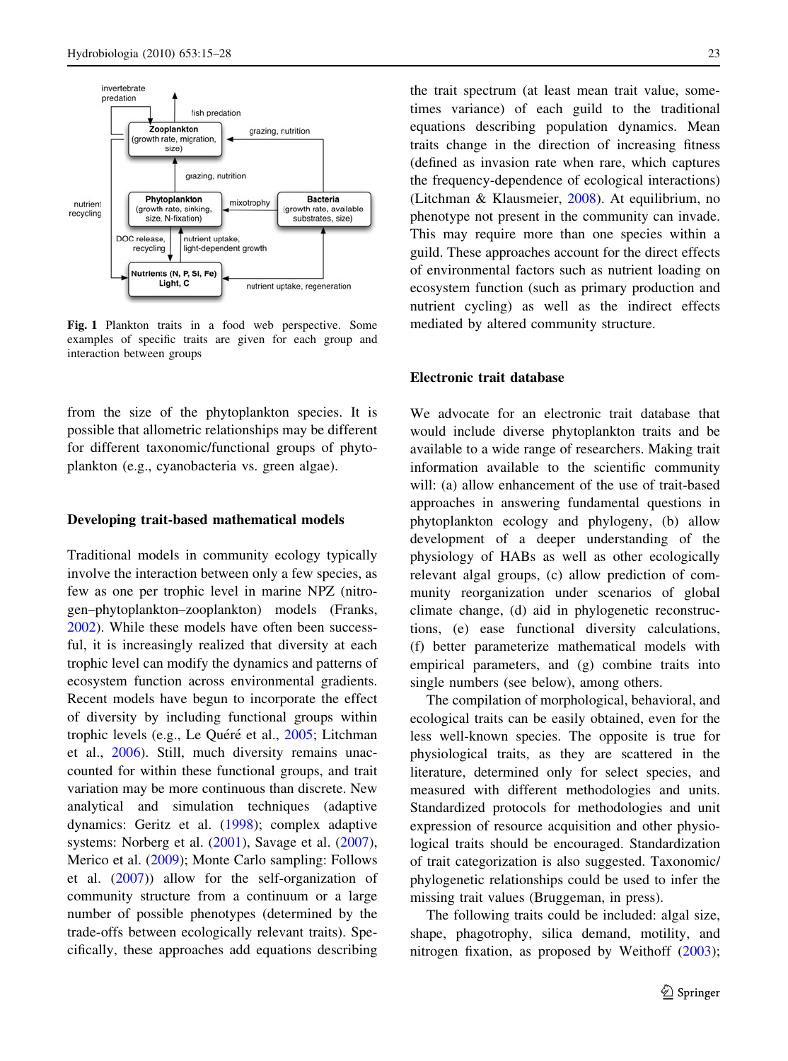Fig. 1 Plankton traits in a food web perspective. Some examples of specific traits are given for each group and interaction between groups

from the size of the phytoplankton species. It is possible that allometric relationships may be different for different taxonomic/functional groups of phytoplankton (e.g., cyanobacteria vs. green algae).

## Developing trait-based mathematical models

Traditional models in community ecology typically involve the interaction between only a few species, as few as one per trophic level in marine NPZ (nitrogen–phytoplankton–zooplankton) models (Franks, 2002). While these models have often been successful, it is increasingly realized that diversity at each trophic level can modify the dynamics and patterns of ecosystem function across environmental gradients. Recent models have begun to incorporate the effect of diversity by including functional groups within trophic levels (e.g., Le Quéré et al., 2005; Litchman et al., 2006). Still, much diversity remains unaccounted for within these functional groups, and trait variation may be more continuous than discrete. New analytical and simulation techniques (adaptive dynamics: Geritz et al. (1998); complex adaptive systems: Norberg et al. (2001), Savage et al. (2007), Merico et al. (2009); Monte Carlo sampling: Follows et al. (2007)) allow for the self-organization of community structure from a continuum or a large number of possible phenotypes (determined by the trade-offs between ecologically relevant traits). Specifically, these approaches add equations describing the trait spectrum (at least mean trait value, sometimes variance) of each guild to the traditional equations describing population dynamics. Mean traits change in the direction of increasing fitness (defined as invasion rate when rare, which captures the frequency-dependence of ecological interactions) (Litchman & Klausmeier, 2008). At equilibrium, no phenotype not present in the community can invade. This may require more than one species within a guild. These approaches account for the direct effects of environmental factors such as nutrient loading on ecosystem function (such as primary production and nutrient cycling) as well as the indirect effects mediated by altered community structure.

## Electronic trait database

We advocate for an electronic trait database that would include diverse phytoplankton traits and be available to a wide range of researchers. Making trait information available to the scientific community will: (a) allow enhancement of the use of trait-based approaches in answering fundamental questions in phytoplankton ecology and phylogeny, (b) allow development of a deeper understanding of the physiology of HABs as well as other ecologically relevant algal groups, (c) allow prediction of community reorganization under scenarios of global climate change, (d) aid in phylogenetic reconstructions, (e) ease functional diversity calculations, (f) better parameterize mathematical models with empirical parameters, and (g) combine traits into single numbers (see below), among others.

The compilation of morphological, behavioral, and ecological traits can be easily obtained, even for the less well-known species. The opposite is true for physiological traits, as they are scattered in the literature, determined only for select species, and measured with different methodologies and units. Standardized protocols for methodologies and unit expression of resource acquisition and other physiological traits should be encouraged. Standardization of trait categorization is also suggested. Taxonomic/phylogenetic relationships could be used to infer the missing trait values (Bruggeman, in press).

The following traits could be included: algal size, shape, phagotrophy, silica demand, motility, and nitrogen fixation, as proposed by Weithoff (2003);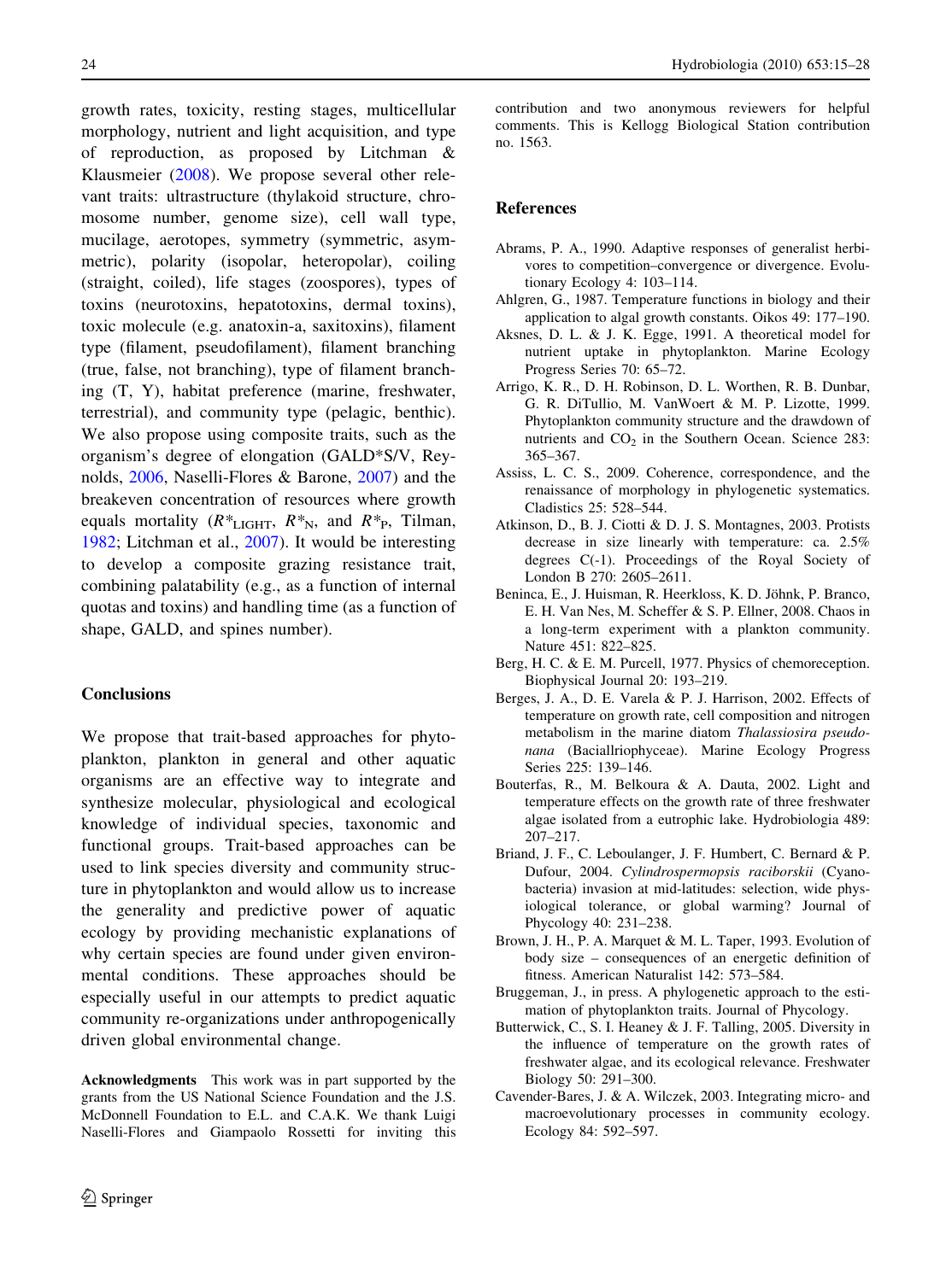growth rates, toxicity, resting stages, multicellular morphology, nutrient and light acquisition, and type of reproduction, as proposed by Litchman & Klausmeier (2008). We propose several other relevant traits: ultrastructure (thylakoid structure, chromosome number, genome size), cell wall type, mucilage, aerotopes, symmetry (symmetric, asymmetric), polarity (isopolar, heteropolar), coiling (straight, coiled), life stages (zoospores), types of toxins (neurotoxins, hepatotoxins, dermal toxins), toxic molecule (e.g. anatoxin-a, saxitoxins), filament type (filament, pseudofilament), filament branching (true, false, not branching), type of filament branching (T, Y), habitat preference (marine, freshwater, terrestrial), and community type (pelagic, benthic). We also propose using composite traits, such as the organism's degree of elongation (GALD*S/V, Reynolds, 2006, Naselli-Flores & Barone, 2007) and the breakeven concentration of resources where growth equals mortality ($R^*_{\mathrm{LIGHT}}$, $R^*_{\mathrm{N}}$, and $R^*_{\mathrm{P}}$, Tilman, 1982; Litchman et al., 2007). It would be interesting to develop a composite grazing resistance trait, combining palatability (e.g., as a function of internal quotas and toxins) and handling time (as a function of shape, GALD, and spines number).

## Conclusions

We propose that trait-based approaches for phytoplankton, plankton in general and other aquatic organisms are an effective way to integrate and synthesize molecular, physiological and ecological knowledge of individual species, taxonomic and functional groups. Trait-based approaches can be used to link species diversity and community structure in phytoplankton and would allow us to increase the generality and predictive power of aquatic ecology by providing mechanistic explanations of why certain species are found under given environmental conditions. These approaches should be especially useful in our attempts to predict aquatic community re-organizations under anthropogenically driven global environmental change.

**Acknowledgments** This work was in part supported by the grants from the US National Science Foundation and the J.S. McDonnell Foundation to E.L. and C.A.K. We thank Luigi Naselli-Flores and Giampaolo Rossetti for inviting this contribution and two anonymous reviewers for helpful comments. This is Kellogg Biological Station contribution no. 1563.

## References

Abrams, P. A., 1990. Adaptive responses of generalist herbivores to competition–convergence or divergence. Evolutionary Ecology 4: 103–114.

Ahlgren, G., 1987. Temperature functions in biology and their application to algal growth constants. Oikos 49: 177–190.

Aksnes, D. L. & J. K. Egge, 1991. A theoretical model for nutrient uptake in phytoplankton. Marine Ecology Progress Series 70: 65–72.

Arrigo, K. R., D. H. Robinson, D. L. Worthen, R. B. Dunbar, G. R. DiTullio, M. VanWoert & M. P. Lizotte, 1999. Phytoplankton community structure and the drawdown of nutrients and $CO_2$ in the Southern Ocean. Science 283: 365–367.

Assiss, L. C. S., 2009. Coherence, correspondence, and the renaissance of morphology in phylogenetic systematics. Cladistics 25: 528–544.

Atkinson, D., B. J. Ciotti & D. J. S. Montagnes, 2003. Protists decrease in size linearly with temperature: ca. 2.5% degrees C(-1). Proceedings of the Royal Society of London B 270: 2605–2611.

Beninca, E., J. Huisman, R. Heerkloss, K. D. Jöhnk, P. Branco, E. H. Van Nes, M. Scheffer & S. P. Ellner, 2008. Chaos in a long-term experiment with a plankton community. Nature 451: 822–825.

Berg, H. C. & E. M. Purcell, 1977. Physics of chemoreception. Biophysical Journal 20: 193–219.

Berges, J. A., D. E. Varela & P. J. Harrison, 2002. Effects of temperature on growth rate, cell composition and nitrogen metabolism in the marine diatom *Thalassiosira pseudonana* (Baciallriophyceae). Marine Ecology Progress Series 225: 139–146.

Bouterfas, R., M. Belkoura & A. Dauta, 2002. Light and temperature effects on the growth rate of three freshwater algae isolated from a eutrophic lake. Hydrobiologia 489: 207–217.

Briand, J. F., C. Leboulanger, J. F. Humbert, C. Bernard & P. Dufour, 2004. *Cylindrospermopsis raciborskii* (Cyanobacteria) invasion at mid-latitudes: selection, wide physiological tolerance, or global warming? Journal of Phycology 40: 231–238.

Brown, J. H., P. A. Marquet & M. L. Taper, 1993. Evolution of body size – consequences of an energetic definition of fitness. American Naturalist 142: 573–584.

Bruggeman, J., in press. A phylogenetic approach to the estimation of phytoplankton traits. Journal of Phycology.

Butterwick, C., S. I. Heaney & J. F. Talling, 2005. Diversity in the influence of temperature on the growth rates of freshwater algae, and its ecological relevance. Freshwater Biology 50: 291–300.

Cavender-Bares, J. & A. Wilczek, 2003. Integrating micro- and macroevolutionary processes in community ecology. Ecology 84: 592–597.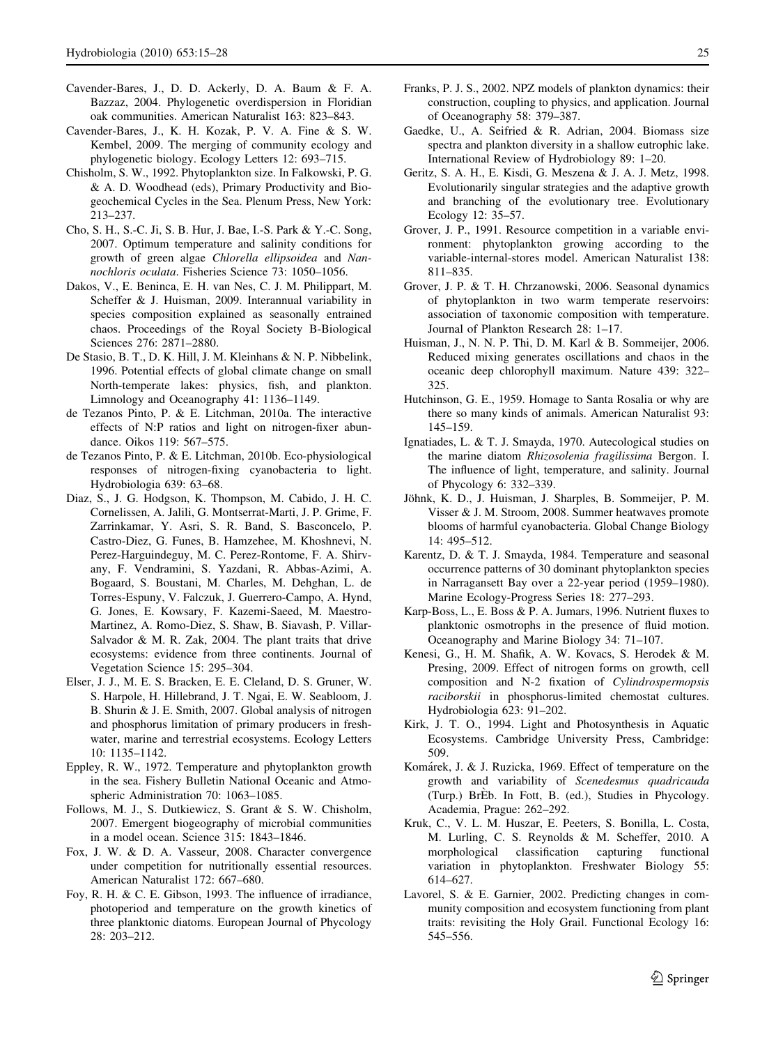Cavender-Bares, J., D. D. Ackerly, D. A. Baum & F. A. Bazzaz, 2004. Phylogenetic overdispersion in Floridian oak communities. American Naturalist 163: 823–843.

Cavender-Bares, J., K. H. Kozak, P. V. A. Fine & S. W. Kembel, 2009. The merging of community ecology and phylogenetic biology. Ecology Letters 12: 693–715.

Chisholm, S. W., 1992. Phytoplankton size. In Falkowski, P. G. & A. D. Woodhead (eds), Primary Productivity and Biogeochemical Cycles in the Sea. Plenum Press, New York: 213–237.

Cho, S. H., S.-C. Ji, S. B. Hur, J. Bae, I.-S. Park & Y.-C. Song, 2007. Optimum temperature and salinity conditions for growth of green algae *Chlorella ellipsoidea* and *Nannochloris oculata*. Fisheries Science 73: 1050–1056.

Dakos, V., E. Beninca, E. H. van Nes, C. J. M. Philippart, M. Scheffer & J. Huisman, 2009. Interannual variability in species composition explained as seasonally entrained chaos. Proceedings of the Royal Society B-Biological Sciences 276: 2871–2880.

De Stasio, B. T., D. K. Hill, J. M. Kleinhans & N. P. Nibbelink, 1996. Potential effects of global climate change on small North-temperate lakes: physics, fish, and plankton. Limnology and Oceanography 41: 1136–1149.

de Tezanos Pinto, P. & E. Litchman, 2010a. The interactive effects of N:P ratios and light on nitrogen-fixer abundance. Oikos 119: 567–575.

de Tezanos Pinto, P. & E. Litchman, 2010b. Eco-physiological responses of nitrogen-fixing cyanobacteria to light. Hydrobiologia 639: 63–68.

Diaz, S., J. G. Hodgson, K. Thompson, M. Cabido, J. H. C. Cornelissen, A. Jalili, G. Montserrat-Marti, J. P. Grime, F. Zarrinkamar, Y. Asri, S. R. Band, S. Basconcelo, P. Castro-Diez, G. Funes, B. Hamzehee, M. Khoshnevi, N. Perez-Harguindeguy, M. C. Perez-Rontome, F. A. Shirvany, F. Vendramini, S. Yazdani, R. Abbas-Azimi, A. Bogaard, S. Boustani, M. Charles, M. Dehghan, L. de Torres-Espuny, V. Falczuk, J. Guerrero-Campo, A. Hynd, G. Jones, E. Kowsary, F. Kazemi-Saeed, M. Maestro-Martinez, A. Romo-Diez, S. Shaw, B. Siavash, P. Villar-Salvador & M. R. Zak, 2004. The plant traits that drive ecosystems: evidence from three continents. Journal of Vegetation Science 15: 295–304.

Elser, J. J., M. E. S. Bracken, E. E. Cleland, D. S. Gruner, W. S. Harpole, H. Hillebrand, J. T. Ngai, E. W. Seabloom, J. B. Shurin & J. E. Smith, 2007. Global analysis of nitrogen and phosphorus limitation of primary producers in freshwater, marine and terrestrial ecosystems. Ecology Letters 10: 1135–1142.

Eppley, R. W., 1972. Temperature and phytoplankton growth in the sea. Fishery Bulletin National Oceanic and Atmospheric Administration 70: 1063–1085.

Follows, M. J., S. Dutkiewicz, S. Grant & S. W. Chisholm, 2007. Emergent biogeography of microbial communities in a model ocean. Science 315: 1843–1846.

Fox, J. W. & D. A. Vasseur, 2008. Character convergence under competition for nutritionally essential resources. American Naturalist 172: 667–680.

Foy, R. H. & C. E. Gibson, 1993. The influence of irradiance, photoperiod and temperature on the growth kinetics of three planktonic diatoms. European Journal of Phycology 28: 203–212.

Franks, P. J. S., 2002. NPZ models of plankton dynamics: their construction, coupling to physics, and application. Journal of Oceanography 58: 379–387.

Gaedke, U., A. Seifried & R. Adrian, 2004. Biomass size spectra and plankton diversity in a shallow eutrophic lake. International Review of Hydrobiology 89: 1–20.

Geritz, S. A. H., E. Kisdi, G. Meszena & J. A. J. Metz, 1998. Evolutionarily singular strategies and the adaptive growth and branching of the evolutionary tree. Evolutionary Ecology 12: 35–57.

Grover, J. P., 1991. Resource competition in a variable environment: phytoplankton growing according to the variable-internal-stores model. American Naturalist 138: 811–835.

Grover, J. P. & T. H. Chrzanowski, 2006. Seasonal dynamics of phytoplankton in two warm temperate reservoirs: association of taxonomic composition with temperature. Journal of Plankton Research 28: 1–17.

Huisman, J., N. N. P. Thi, D. M. Karl & B. Sommeijer, 2006. Reduced mixing generates oscillations and chaos in the oceanic deep chlorophyll maximum. Nature 439: 322–325.

Hutchinson, G. E., 1959. Homage to Santa Rosalia or why are there so many kinds of animals. American Naturalist 93: 145–159.

Ignatiades, L. & T. J. Smayda, 1970. Autecological studies on the marine diatom *Rhizosolenia fragilissima* Bergon. I. The influence of light, temperature, and salinity. Journal of Phycology 6: 332–339.

Jöhnk, K. D., J. Huisman, J. Sharples, B. Sommeijer, P. M. Visser & J. M. Stroom, 2008. Summer heatwaves promote blooms of harmful cyanobacteria. Global Change Biology 14: 495–512.

Karentz, D. & T. J. Smayda, 1984. Temperature and seasonal occurrence patterns of 30 dominant phytoplankton species in Narragansett Bay over a 22-year period (1959–1980). Marine Ecology-Progress Series 18: 277–293.

Karp-Boss, L., E. Boss & P. A. Jumars, 1996. Nutrient fluxes to planktonic osmotrophs in the presence of fluid motion. Oceanography and Marine Biology 34: 71–107.

Kenesi, G., H. M. Shafik, A. W. Kovacs, S. Herodek & M. Presing, 2009. Effect of nitrogen forms on growth, cell composition and N-2 fixation of *Cylindrospermopsis raciborskii* in phosphorus-limited chemostat cultures. Hydrobiologia 623: 91–202.

Kirk, J. T. O., 1994. Light and Photosynthesis in Aquatic Ecosystems. Cambridge University Press, Cambridge: 509.

Komárek, J. & J. Ruzicka, 1969. Effect of temperature on the growth and variability of *Scenedesmus quadricauda* (Turp.) BrÈb. In Fott, B. (ed.), Studies in Phycology. Academia, Prague: 262–292.

Kruk, C., V. L. M. Huszar, E. Peeters, S. Bonilla, L. Costa, M. Lurling, C. S. Reynolds & M. Scheffer, 2010. A morphological classification capturing functional variation in phytoplankton. Freshwater Biology 55: 614–627.

Lavorel, S. & E. Garnier, 2002. Predicting changes in community composition and ecosystem functioning from plant traits: revisiting the Holy Grail. Functional Ecology 16: 545–556.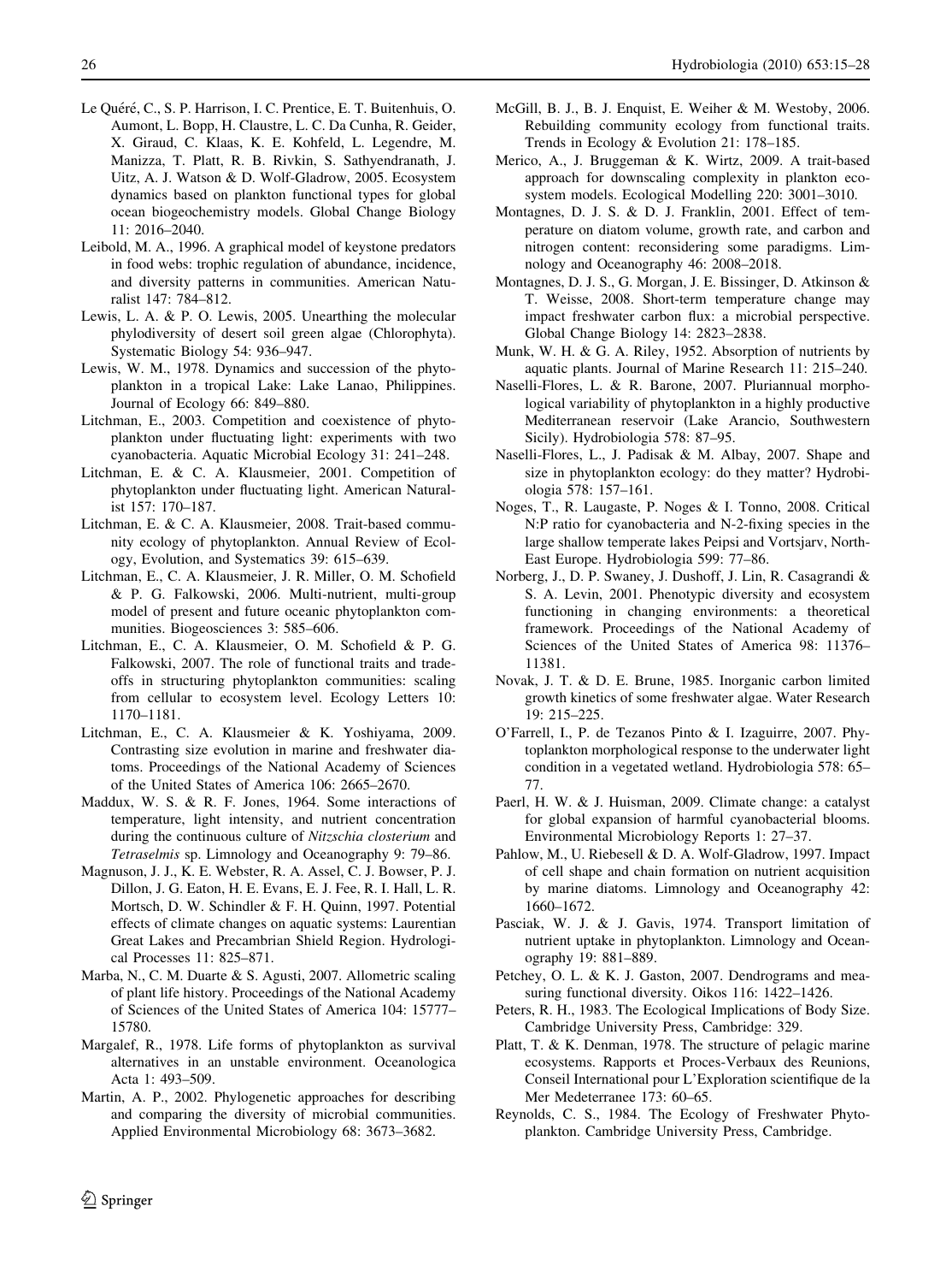Le Quéré, C., S. P. Harrison, I. C. Prentice, E. T. Buitenhuis, O. Aumont, L. Bopp, H. Claustre, L. C. Da Cunha, R. Geider, X. Giraud, C. Klaas, K. E. Kohfeld, L. Legendre, M. Manizza, T. Platt, R. B. Rivkin, S. Sathyendranath, J. Uitz, A. J. Watson & D. Wolf-Gladrow, 2005. Ecosystem dynamics based on plankton functional types for global ocean biogeochemistry models. Global Change Biology 11: 2016–2040.

Leibold, M. A., 1996. A graphical model of keystone predators in food webs: trophic regulation of abundance, incidence, and diversity patterns in communities. American Naturalist 147: 784–812.

Lewis, L. A. & P. O. Lewis, 2005. Unearthing the molecular phylodiversity of desert soil green algae (Chlorophyta). Systematic Biology 54: 936–947.

Lewis, W. M., 1978. Dynamics and succession of the phytoplankton in a tropical Lake: Lake Lanao, Philippines. Journal of Ecology 66: 849–880.

Litchman, E., 2003. Competition and coexistence of phytoplankton under fluctuating light: experiments with two cyanobacteria. Aquatic Microbial Ecology 31: 241–248.

Litchman, E. & C. A. Klausmeier, 2001. Competition of phytoplankton under fluctuating light. American Naturalist 157: 170–187.

Litchman, E. & C. A. Klausmeier, 2008. Trait-based community ecology of phytoplankton. Annual Review of Ecology, Evolution, and Systematics 39: 615–639.

Litchman, E., C. A. Klausmeier, J. R. Miller, O. M. Schofield & P. G. Falkowski, 2006. Multi-nutrient, multi-group model of present and future oceanic phytoplankton communities. Biogeosciences 3: 585–606.

Litchman, E., C. A. Klausmeier, O. M. Schofield & P. G. Falkowski, 2007. The role of functional traits and trade-offs in structuring phytoplankton communities: scaling from cellular to ecosystem level. Ecology Letters 10: 1170–1181.

Litchman, E., C. A. Klausmeier & K. Yoshiyama, 2009. Contrasting size evolution in marine and freshwater diatoms. Proceedings of the National Academy of Sciences of the United States of America 106: 2665–2670.

Maddux, W. S. & R. F. Jones, 1964. Some interactions of temperature, light intensity, and nutrient concentration during the continuous culture of *Nitzschia closterium* and *Tetraselmis* sp. Limnology and Oceanography 9: 79–86.

Magnuson, J. J., K. E. Webster, R. A. Assel, C. J. Bowser, P. J. Dillon, J. G. Eaton, H. E. Evans, E. J. Fee, R. I. Hall, L. R. Mortsch, D. W. Schindler & F. H. Quinn, 1997. Potential effects of climate changes on aquatic systems: Laurentian Great Lakes and Precambrian Shield Region. Hydrological Processes 11: 825–871.

Marba, N., C. M. Duarte & S. Agusti, 2007. Allometric scaling of plant life history. Proceedings of the National Academy of Sciences of the United States of America 104: 15777–15780.

Margalef, R., 1978. Life forms of phytoplankton as survival alternatives in an unstable environment. Oceanologica Acta 1: 493–509.

Martin, A. P., 2002. Phylogenetic approaches for describing and comparing the diversity of microbial communities. Applied Environmental Microbiology 68: 3673–3682.

McGill, B. J., B. J. Enquist, E. Weiher & M. Westoby, 2006. Rebuilding community ecology from functional traits. Trends in Ecology & Evolution 21: 178–185.

Merico, A., J. Bruggeman & K. Wirtz, 2009. A trait-based approach for downscaling complexity in plankton ecosystem models. Ecological Modelling 220: 3001–3010.

Montagnes, D. J. S. & D. J. Franklin, 2001. Effect of temperature on diatom volume, growth rate, and carbon and nitrogen content: reconsidering some paradigms. Limnology and Oceanography 46: 2008–2018.

Montagnes, D. J. S., G. Morgan, J. E. Bissinger, D. Atkinson & T. Weisse, 2008. Short-term temperature change may impact freshwater carbon flux: a microbial perspective. Global Change Biology 14: 2823–2838.

Munk, W. H. & G. A. Riley, 1952. Absorption of nutrients by aquatic plants. Journal of Marine Research 11: 215–240.

Naselli-Flores, L. & R. Barone, 2007. Pluriannual morphological variability of phytoplankton in a highly productive Mediterranean reservoir (Lake Arancio, Southwestern Sicily). Hydrobiologia 578: 87–95.

Naselli-Flores, L., J. Padisak & M. Albay, 2007. Shape and size in phytoplankton ecology: do they matter? Hydrobiologia 578: 157–161.

Noges, T., R. Laugaste, P. Noges & I. Tonno, 2008. Critical N:P ratio for cyanobacteria and N-2-fixing species in the large shallow temperate lakes Peipsi and Vortsjarv, North-East Europe. Hydrobiologia 599: 77–86.

Norberg, J., D. P. Swaney, J. Dushoff, J. Lin, R. Casagrandi & S. A. Levin, 2001. Phenotypic diversity and ecosystem functioning in changing environments: a theoretical framework. Proceedings of the National Academy of Sciences of the United States of America 98: 11376–11381.

Novak, J. T. & D. E. Brune, 1985. Inorganic carbon limited growth kinetics of some freshwater algae. Water Research 19: 215–225.

O'Farrell, I., P. de Tezanos Pinto & I. Izaguirre, 2007. Phytoplankton morphological response to the underwater light condition in a vegetated wetland. Hydrobiologia 578: 65–77.

Paerl, H. W. & J. Huisman, 2009. Climate change: a catalyst for global expansion of harmful cyanobacterial blooms. Environmental Microbiology Reports 1: 27–37.

Pahlow, M., U. Riebesell & D. A. Wolf-Gladrow, 1997. Impact of cell shape and chain formation on nutrient acquisition by marine diatoms. Limnology and Oceanography 42: 1660–1672.

Pasciak, W. J. & J. Gavis, 1974. Transport limitation of nutrient uptake in phytoplankton. Limnology and Oceanography 19: 881–889.

Petchey, O. L. & K. J. Gaston, 2007. Dendrograms and measuring functional diversity. Oikos 116: 1422–1426.

Peters, R. H., 1983. The Ecological Implications of Body Size. Cambridge University Press, Cambridge: 329.

Platt, T. & K. Denman, 1978. The structure of pelagic marine ecosystems. Rapports et Proces-Verbaux des Reunions, Conseil International pour L'Exploration scientifique de la Mer Medeterranee 173: 60–65.

Reynolds, C. S., 1984. The Ecology of Freshwater Phytoplankton. Cambridge University Press, Cambridge.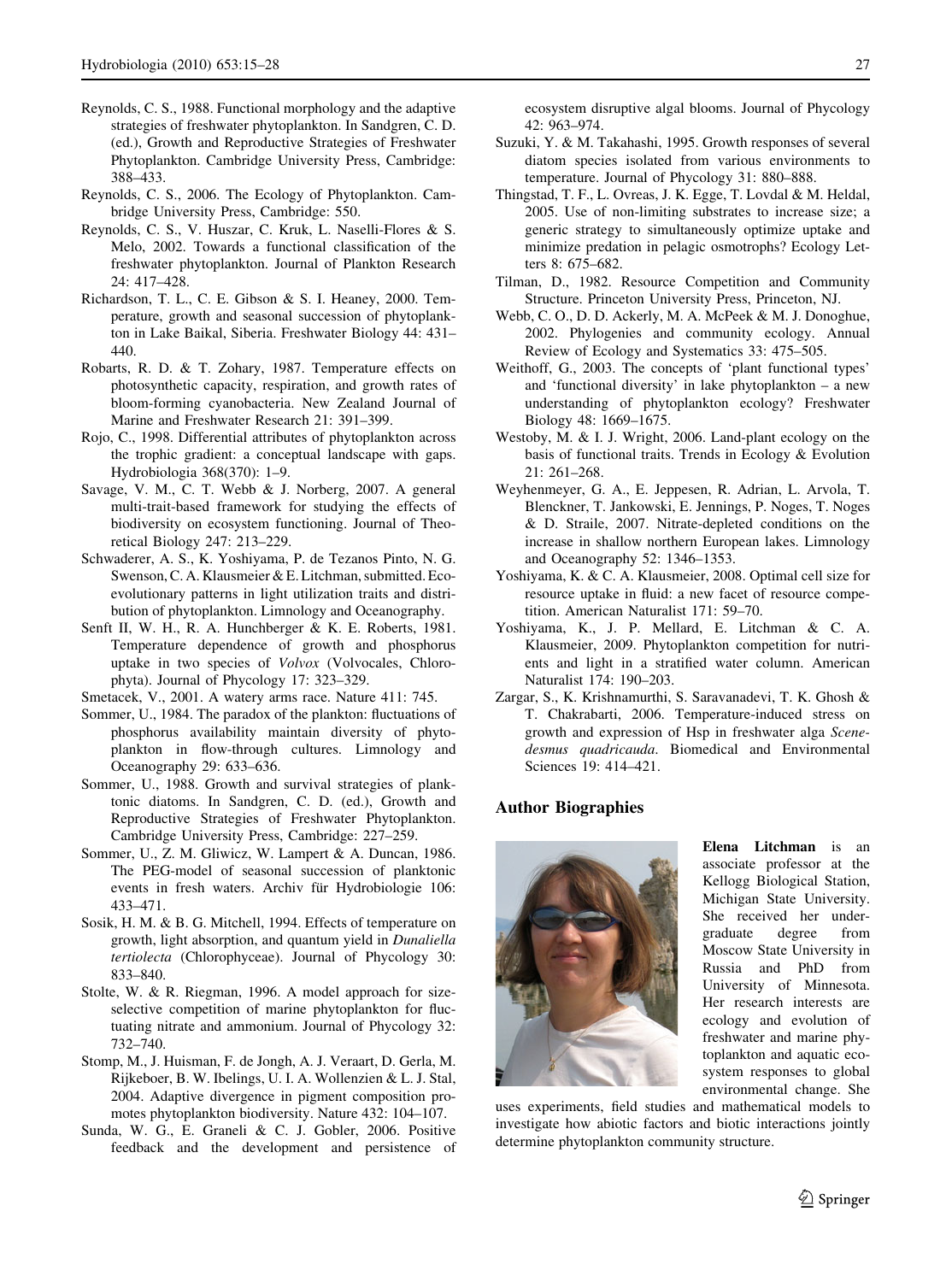Reynolds, C. S., 1988. Functional morphology and the adaptive strategies of freshwater phytoplankton. In Sandgren, C. D. (ed.), Growth and Reproductive Strategies of Freshwater Phytoplankton. Cambridge University Press, Cambridge: 388–433.

Reynolds, C. S., 2006. The Ecology of Phytoplankton. Cambridge University Press, Cambridge: 550.

Reynolds, C. S., V. Huszar, C. Kruk, L. Naselli-Flores & S. Melo, 2002. Towards a functional classification of the freshwater phytoplankton. Journal of Plankton Research 24: 417–428.

Richardson, T. L., C. E. Gibson & S. I. Heaney, 2000. Temperature, growth and seasonal succession of phytoplankton in Lake Baikal, Siberia. Freshwater Biology 44: 431–440.

Robarts, R. D. & T. Zohary, 1987. Temperature effects on photosynthetic capacity, respiration, and growth rates of bloom-forming cyanobacteria. New Zealand Journal of Marine and Freshwater Research 21: 391–399.

Rojo, C., 1998. Differential attributes of phytoplankton across the trophic gradient: a conceptual landscape with gaps. Hydrobiologia 368(370): 1–9.

Savage, V. M., C. T. Webb & J. Norberg, 2007. A general multi-trait-based framework for studying the effects of biodiversity on ecosystem functioning. Journal of Theoretical Biology 247: 213–229.

Schwaderer, A. S., K. Yoshiyama, P. de Tezanos Pinto, N. G. Swenson, C. A. Klausmeier & E. Litchman, submitted. Eco-evolutionary patterns in light utilization traits and distribution of phytoplankton. Limnology and Oceanography.

Senft II, W. H., R. A. Hunchberger & K. E. Roberts, 1981. Temperature dependence of growth and phosphorus uptake in two species of *Volvox* (Volvocales, Chlorophyta). Journal of Phycology 17: 323–329.

Smetacek, V., 2001. A watery arms race. Nature 411: 745.

Sommer, U., 1984. The paradox of the plankton: fluctuations of phosphorus availability maintain diversity of phytoplankton in flow-through cultures. Limnology and Oceanography 29: 633–636.

Sommer, U., 1988. Growth and survival strategies of planktonic diatoms. In Sandgren, C. D. (ed.), Growth and Reproductive Strategies of Freshwater Phytoplankton. Cambridge University Press, Cambridge: 227–259.

Sommer, U., Z. M. Gliwicz, W. Lampert & A. Duncan, 1986. The PEG-model of seasonal succession of planktonic events in fresh waters. Archiv für Hydrobiologie 106: 433–471.

Sosik, H. M. & B. G. Mitchell, 1994. Effects of temperature on growth, light absorption, and quantum yield in *Dunaliella tertiolecta* (Chlorophyceae). Journal of Phycology 30: 833–840.

Stolte, W. & R. Riegman, 1996. A model approach for size-selective competition of marine phytoplankton for fluctuating nitrate and ammonium. Journal of Phycology 32: 732–740.

Stomp, M., J. Huisman, F. de Jongh, A. J. Veraart, D. Gerla, M. Rijkeboer, B. W. Ibelings, U. I. A. Wollenzien & L. J. Stal, 2004. Adaptive divergence in pigment composition promotes phytoplankton biodiversity. Nature 432: 104–107.

Sunda, W. G., E. Graneli & C. J. Gobler, 2006. Positive feedback and the development and persistence of ecosystem disruptive algal blooms. Journal of Phycology 42: 963–974.

Suzuki, Y. & M. Takahashi, 1995. Growth responses of several diatom species isolated from various environments to temperature. Journal of Phycology 31: 880–888.

Thingstad, T. F., L. Ovreas, J. K. Egge, T. Lovdal & M. Heldal, 2005. Use of non-limiting substrates to increase size; a generic strategy to simultaneously optimize uptake and minimize predation in pelagic osmotrophs? Ecology Letters 8: 675–682.

Tilman, D., 1982. Resource Competition and Community Structure. Princeton University Press, Princeton, NJ.

Webb, C. O., D. D. Ackerly, M. A. McPeek & M. J. Donoghue, 2002. Phylogenies and community ecology. Annual Review of Ecology and Systematics 33: 475–505.

Weithoff, G., 2003. The concepts of 'plant functional types' and 'functional diversity' in lake phytoplankton – a new understanding of phytoplankton ecology? Freshwater Biology 48: 1669–1675.

Westoby, M. & I. J. Wright, 2006. Land-plant ecology on the basis of functional traits. Trends in Ecology & Evolution 21: 261–268.

Weyhenmeyer, G. A., E. Jeppesen, R. Adrian, L. Arvola, T. Blenckner, T. Jankowski, E. Jennings, P. Noges, T. Noges & D. Straile, 2007. Nitrate-depleted conditions on the increase in shallow northern European lakes. Limnology and Oceanography 52: 1346–1353.

Yoshiyama, K. & C. A. Klausmeier, 2008. Optimal cell size for resource uptake in fluid: a new facet of resource competition. American Naturalist 171: 59–70.

Yoshiyama, K., J. P. Mellard, E. Litchman & C. A. Klausmeier, 2009. Phytoplankton competition for nutrients and light in a stratified water column. American Naturalist 174: 190–203.

Zargar, S., K. Krishnamurthi, S. Saravanadevi, T. K. Ghosh & T. Chakrabarti, 2006. Temperature-induced stress on growth and expression of Hsp in freshwater alga *Scenedesmus quadricauda*. Biomedical and Environmental Sciences 19: 414–421.

## Author Biographies

**Elena Litchman** is an associate professor at the Kellogg Biological Station, Michigan State University. She received her undergraduate degree from Moscow State University in Russia and PhD from University of Minnesota. Her research interests are ecology and evolution of freshwater and marine phytoplankton and aquatic ecosystem responses to global environmental change. She uses experiments, field studies and mathematical models to investigate how abiotic factors and biotic interactions jointly determine phytoplankton community structure.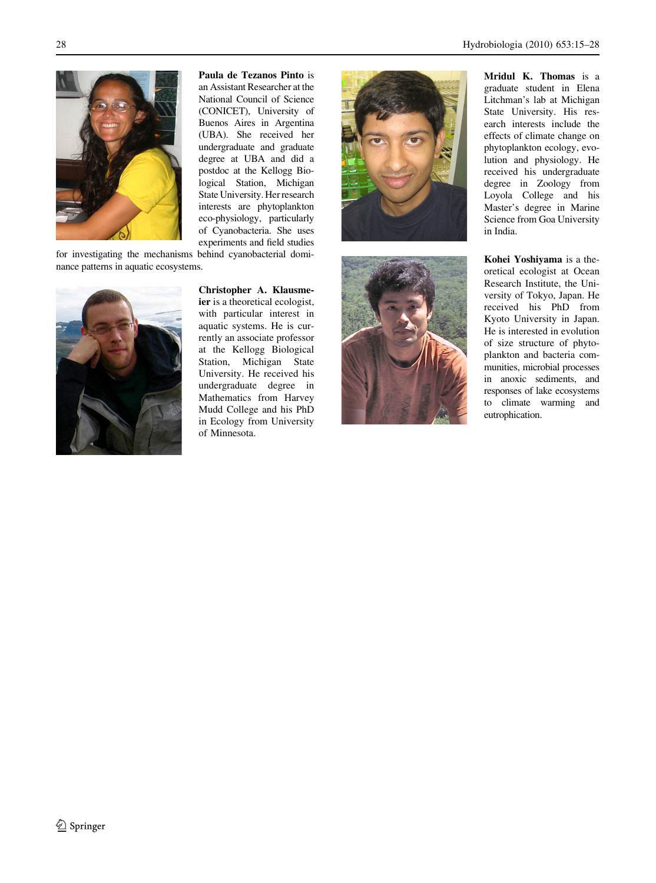**Paula de Tezanos Pinto** is an Assistant Researcher at the National Council of Science (CONICET), University of Buenos Aires in Argentina (UBA). She received her undergraduate and graduate degree at UBA and did a postdoc at the Kellogg Biological Station, Michigan State University. Her research interests are phytoplankton eco-physiology, particularly of Cyanobacteria. She uses experiments and field studies for investigating the mechanisms behind cyanobacterial dominance patterns in aquatic ecosystems.

**Christopher A. Klausmeier** is a theoretical ecologist, with particular interest in aquatic systems. He is currently an associate professor at the Kellogg Biological Station, Michigan State University. He received his undergraduate degree in Mathematics from Harvey Mudd College and his PhD in Ecology from University of Minnesota.

**Mridul K. Thomas** is a graduate student in Elena Litchman's lab at Michigan State University. His research interests include the effects of climate change on phytoplankton ecology, evolution and physiology. He received his undergraduate degree in Zoology from Loyola College and his Master's degree in Marine Science from Goa University in India.

**Kohei Yoshiyama** is a theoretical ecologist at Ocean Research Institute, the University of Tokyo, Japan. He received his PhD from Kyoto University in Japan. He is interested in evolution of size structure of phytoplankton and bacteria communities, microbial processes in anoxic sediments, and responses of lake ecosystems to climate warming and eutrophication.